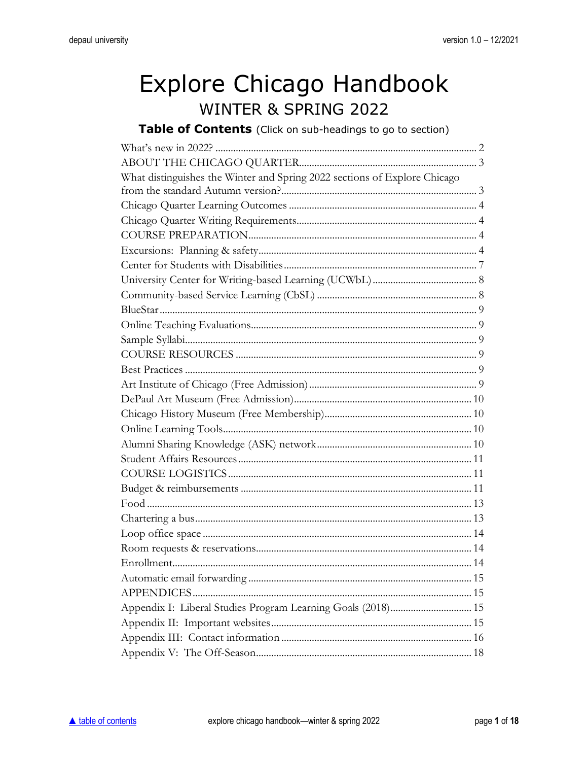# Explore Chicago Handbook

## WINTER & SPRING 2022

### Table of Contents (Click on sub-headings to go to section)

| | |
|---|---|
| What's new in 2022? | 2 |
| ABOUT THE CHICAGO QUARTER | 3 |
| What distinguishes the Winter and Spring 2022 sections of Explore Chicago from the standard Autumn version? | 3 |
| Chicago Quarter Learning Outcomes | 4 |
| Chicago Quarter Writing Requirements | 4 |
| COURSE PREPARATION | 4 |
| Excursions: Planning & safety | 4 |
| Center for Students with Disabilities | 7 |
| University Center for Writing-based Learning (UCWbL) | 8 |
| Community-based Service Learning (CbSL) | 8 |
| BlueStar | 9 |
| Online Teaching Evaluations | 9 |
| Sample Syllabi | 9 |
| COURSE RESOURCES | 9 |
| Best Practices | 9 |
| Art Institute of Chicago (Free Admission) | 9 |
| DePaul Art Museum (Free Admission) | 10 |
| Chicago History Museum (Free Membership) | 10 |
| Online Learning Tools | 10 |
| Alumni Sharing Knowledge (ASK) network | 10 |
| Student Affairs Resources | 11 |
| COURSE LOGISTICS | 11 |
| Budget & reimbursements | 11 |
| Food | 13 |
| Chartering a bus | 13 |
| Loop office space | 14 |
| Room requests & reservations | 14 |
| Enrollment | 14 |
| Automatic email forwarding | 15 |
| APPENDICES | 15 |
| Appendix I: Liberal Studies Program Learning Goals (2018) | 15 |
| Appendix II: Important websites | 15 |
| Appendix III: Contact information | 16 |
| Appendix V: The Off-Season | 18 |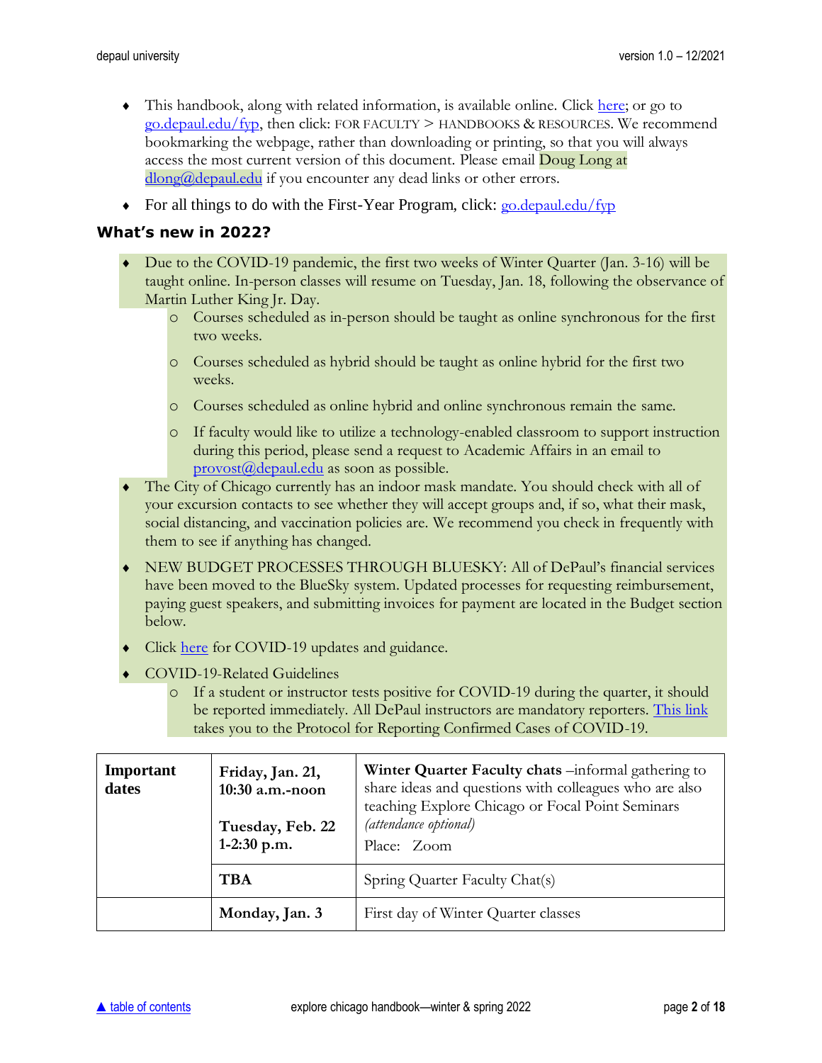- This handbook, along with related information, is available online. Click [here](); or go to [go.depaul.edu/fyp](), then click: FOR FACULTY > HANDBOOKS & RESOURCES. We recommend bookmarking the webpage, rather than downloading or printing, so that you will always access the most current version of this document. Please email Doug Long at [dlong@depaul.edu]() if you encounter any dead links or other errors.
- For all things to do with the First-Year Program, click: [go.depaul.edu/fyp]()

### What's new in 2022?

- Due to the COVID-19 pandemic, the first two weeks of Winter Quarter (Jan. 3-16) will be taught online. In-person classes will resume on Tuesday, Jan. 18, following the observance of Martin Luther King Jr. Day.
  - Courses scheduled as in-person should be taught as online synchronous for the first two weeks.
  - Courses scheduled as hybrid should be taught as online hybrid for the first two weeks.
  - Courses scheduled as online hybrid and online synchronous remain the same.
  - If faculty would like to utilize a technology-enabled classroom to support instruction during this period, please send a request to Academic Affairs in an email to [provost@depaul.edu]() as soon as possible.
- The City of Chicago currently has an indoor mask mandate. You should check with all of your excursion contacts to see whether they will accept groups and, if so, what their mask, social distancing, and vaccination policies are. We recommend you check in frequently with them to see if anything has changed.
- NEW BUDGET PROCESSES THROUGH BLUESKY: All of DePaul's financial services have been moved to the BlueSky system. Updated processes for requesting reimbursement, paying guest speakers, and submitting invoices for payment are located in the Budget section below.
- Click [here]() for COVID-19 updates and guidance.
- COVID-19-Related Guidelines
  - If a student or instructor tests positive for COVID-19 during the quarter, it should be reported immediately. All DePaul instructors are mandatory reporters. [This link]() takes you to the Protocol for Reporting Confirmed Cases of COVID-19.

| **Important dates** | **Friday, Jan. 21, 10:30 a.m.-noon**<br><br>**Tuesday, Feb. 22 1-2:30 p.m.** | **Winter Quarter Faculty chats** –informal gathering to share ideas and questions with colleagues who are also teaching Explore Chicago or Focal Point Seminars *(attendance optional)*<br>Place: Zoom |
|---|---|---|
| | **TBA** | Spring Quarter Faculty Chat(s) |
| | **Monday, Jan. 3** | First day of Winter Quarter classes |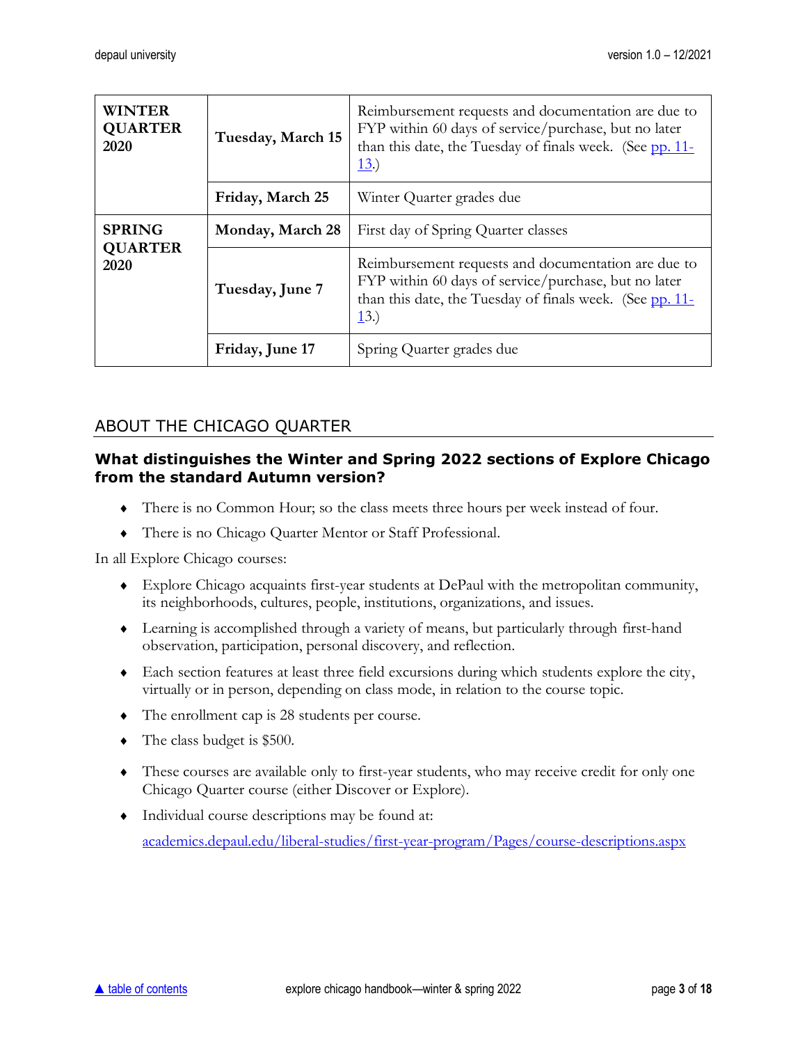| | | |
|---|---|---|
| **WINTER QUARTER 2020** | **Tuesday, March 15** | Reimbursement requests and documentation are due to FYP within 60 days of service/purchase, but no later than this date, the Tuesday of finals week. (See pp. 11-13.) |
| | **Friday, March 25** | Winter Quarter grades due |
| **SPRING QUARTER 2020** | **Monday, March 28** | First day of Spring Quarter classes |
| | **Tuesday, June 7** | Reimbursement requests and documentation are due to FYP within 60 days of service/purchase, but no later than this date, the Tuesday of finals week. (See pp. 11-13.) |
| | **Friday, June 17** | Spring Quarter grades due |

## ABOUT THE CHICAGO QUARTER

### What distinguishes the Winter and Spring 2022 sections of Explore Chicago from the standard Autumn version?

- There is no Common Hour; so the class meets three hours per week instead of four.
- There is no Chicago Quarter Mentor or Staff Professional.

In all Explore Chicago courses:

- Explore Chicago acquaints first-year students at DePaul with the metropolitan community, its neighborhoods, cultures, people, institutions, organizations, and issues.
- Learning is accomplished through a variety of means, but particularly through first-hand observation, participation, personal discovery, and reflection.
- Each section features at least three field excursions during which students explore the city, virtually or in person, depending on class mode, in relation to the course topic.
- The enrollment cap is 28 students per course.
- The class budget is $500.
- These courses are available only to first-year students, who may receive credit for only one Chicago Quarter course (either Discover or Explore).
- Individual course descriptions may be found at:

  academics.depaul.edu/liberal-studies/first-year-program/Pages/course-descriptions.aspx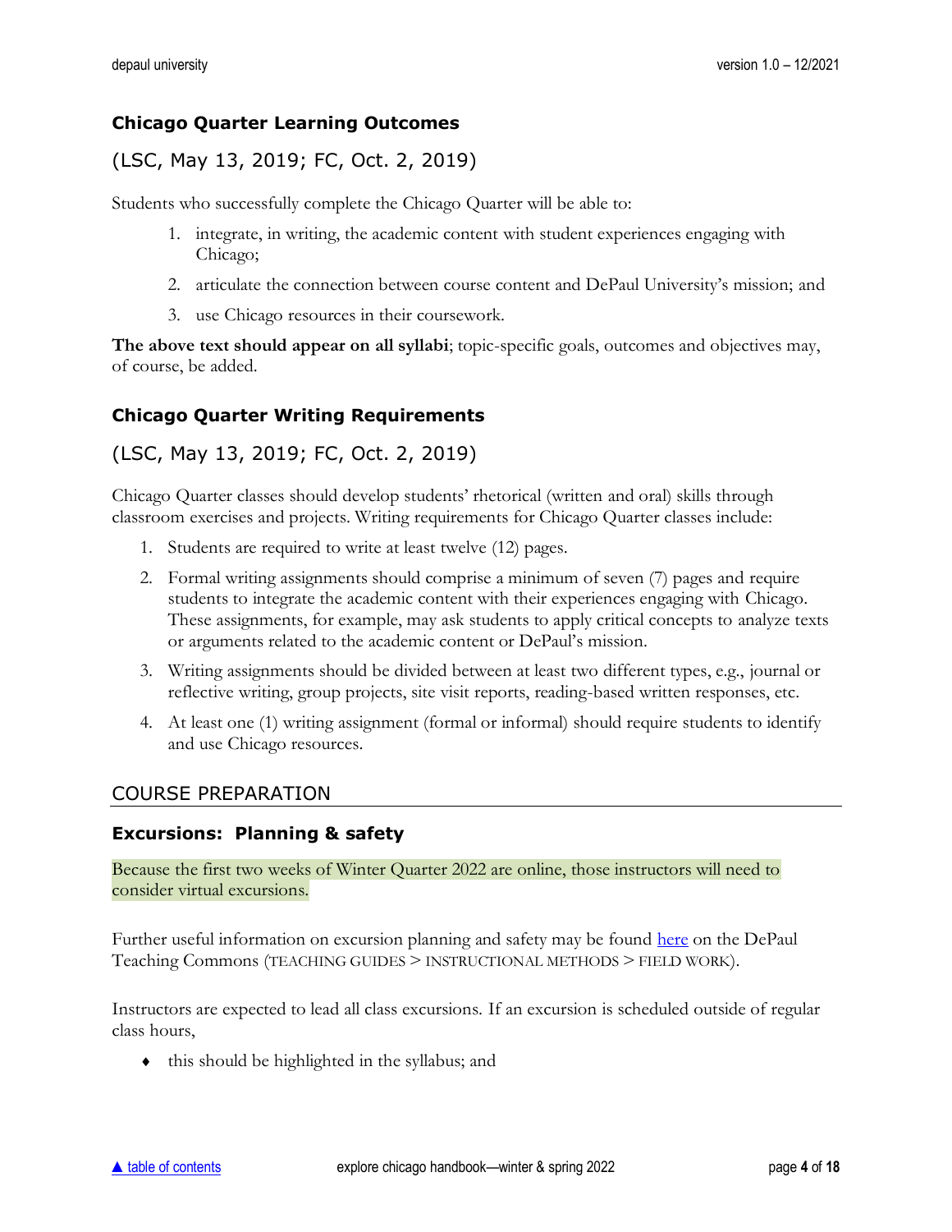### Chicago Quarter Learning Outcomes

(LSC, May 13, 2019; FC, Oct. 2, 2019)

Students who successfully complete the Chicago Quarter will be able to:

1. integrate, in writing, the academic content with student experiences engaging with Chicago;
2. articulate the connection between course content and DePaul University's mission; and
3. use Chicago resources in their coursework.

**The above text should appear on all syllabi**; topic-specific goals, outcomes and objectives may, of course, be added.

### Chicago Quarter Writing Requirements

(LSC, May 13, 2019; FC, Oct. 2, 2019)

Chicago Quarter classes should develop students' rhetorical (written and oral) skills through classroom exercises and projects. Writing requirements for Chicago Quarter classes include:

1. Students are required to write at least twelve (12) pages.
2. Formal writing assignments should comprise a minimum of seven (7) pages and require students to integrate the academic content with their experiences engaging with Chicago. These assignments, for example, may ask students to apply critical concepts to analyze texts or arguments related to the academic content or DePaul's mission.
3. Writing assignments should be divided between at least two different types, e.g., journal or reflective writing, group projects, site visit reports, reading-based written responses, etc.
4. At least one (1) writing assignment (formal or informal) should require students to identify and use Chicago resources.

## COURSE PREPARATION

### Excursions: Planning & safety

Because the first two weeks of Winter Quarter 2022 are online, those instructors will need to consider virtual excursions.

Further useful information on excursion planning and safety may be found here on the DePaul Teaching Commons (TEACHING GUIDES > INSTRUCTIONAL METHODS > FIELD WORK).

Instructors are expected to lead all class excursions. If an excursion is scheduled outside of regular class hours,

- this should be highlighted in the syllabus; and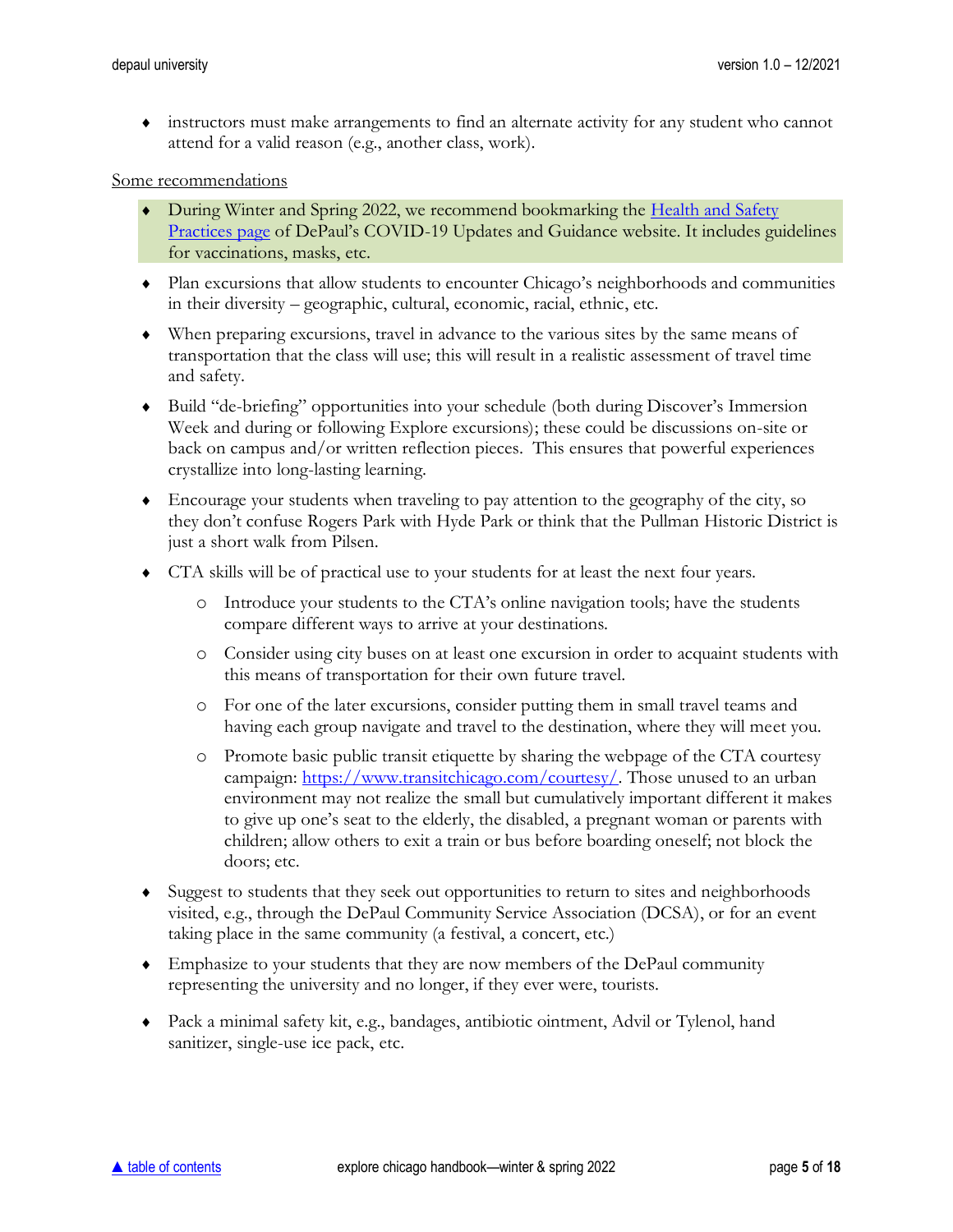- instructors must make arrangements to find an alternate activity for any student who cannot attend for a valid reason (e.g., another class, work).

<u>Some recommendations</u>

- During Winter and Spring 2022, we recommend bookmarking the [Health and Safety Practices page]() of DePaul's COVID-19 Updates and Guidance website. It includes guidelines for vaccinations, masks, etc.
- Plan excursions that allow students to encounter Chicago's neighborhoods and communities in their diversity – geographic, cultural, economic, racial, ethnic, etc.
- When preparing excursions, travel in advance to the various sites by the same means of transportation that the class will use; this will result in a realistic assessment of travel time and safety.
- Build "de-briefing" opportunities into your schedule (both during Discover's Immersion Week and during or following Explore excursions); these could be discussions on-site or back on campus and/or written reflection pieces. This ensures that powerful experiences crystallize into long-lasting learning.
- Encourage your students when traveling to pay attention to the geography of the city, so they don't confuse Rogers Park with Hyde Park or think that the Pullman Historic District is just a short walk from Pilsen.
- CTA skills will be of practical use to your students for at least the next four years.
  - Introduce your students to the CTA's online navigation tools; have the students compare different ways to arrive at your destinations.
  - Consider using city buses on at least one excursion in order to acquaint students with this means of transportation for their own future travel.
  - For one of the later excursions, consider putting them in small travel teams and having each group navigate and travel to the destination, where they will meet you.
  - Promote basic public transit etiquette by sharing the webpage of the CTA courtesy campaign: [https://www.transitchicago.com/courtesy/](https://www.transitchicago.com/courtesy/). Those unused to an urban environment may not realize the small but cumulatively important different it makes to give up one's seat to the elderly, the disabled, a pregnant woman or parents with children; allow others to exit a train or bus before boarding oneself; not block the doors; etc.
- Suggest to students that they seek out opportunities to return to sites and neighborhoods visited, e.g., through the DePaul Community Service Association (DCSA), or for an event taking place in the same community (a festival, a concert, etc.)
- Emphasize to your students that they are now members of the DePaul community representing the university and no longer, if they ever were, tourists.
- Pack a minimal safety kit, e.g., bandages, antibiotic ointment, Advil or Tylenol, hand sanitizer, single-use ice pack, etc.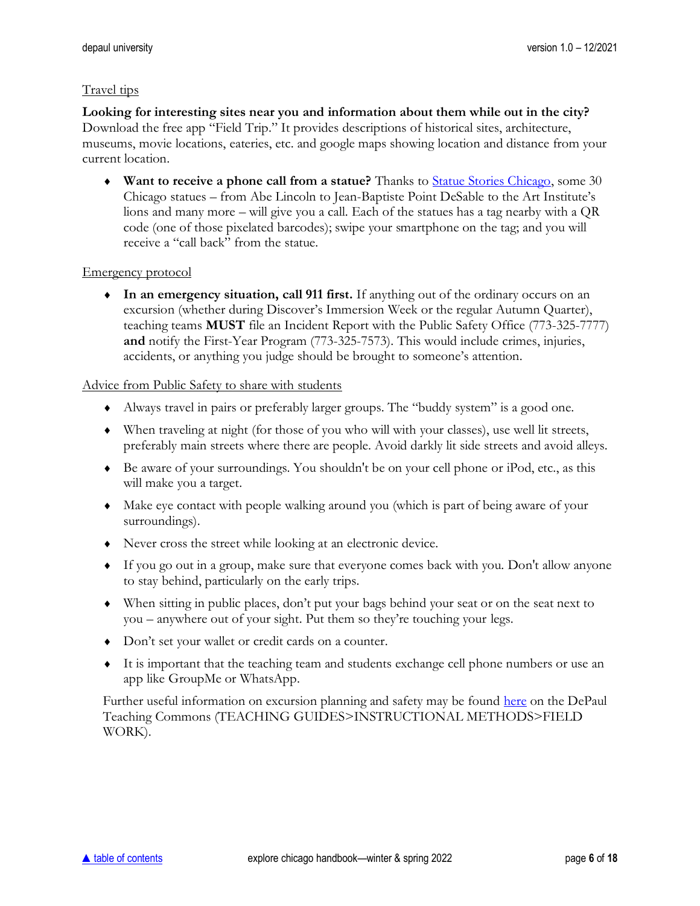Travel tips

**Looking for interesting sites near you and information about them while out in the city?** Download the free app "Field Trip." It provides descriptions of historical sites, architecture, museums, movie locations, eateries, etc. and google maps showing location and distance from your current location.

- **Want to receive a phone call from a statue?** Thanks to Statue Stories Chicago, some 30 Chicago statues – from Abe Lincoln to Jean-Baptiste Point DeSable to the Art Institute's lions and many more – will give you a call. Each of the statues has a tag nearby with a QR code (one of those pixelated barcodes); swipe your smartphone on the tag; and you will receive a "call back" from the statue.

Emergency protocol

- **In an emergency situation, call 911 first.** If anything out of the ordinary occurs on an excursion (whether during Discover's Immersion Week or the regular Autumn Quarter), teaching teams **MUST** file an Incident Report with the Public Safety Office (773-325-7777) **and** notify the First-Year Program (773-325-7573). This would include crimes, injuries, accidents, or anything you judge should be brought to someone's attention.

Advice from Public Safety to share with students

- Always travel in pairs or preferably larger groups. The "buddy system" is a good one.
- When traveling at night (for those of you who will with your classes), use well lit streets, preferably main streets where there are people. Avoid darkly lit side streets and avoid alleys.
- Be aware of your surroundings. You shouldn't be on your cell phone or iPod, etc., as this will make you a target.
- Make eye contact with people walking around you (which is part of being aware of your surroundings).
- Never cross the street while looking at an electronic device.
- If you go out in a group, make sure that everyone comes back with you. Don't allow anyone to stay behind, particularly on the early trips.
- When sitting in public places, don't put your bags behind your seat or on the seat next to you – anywhere out of your sight. Put them so they're touching your legs.
- Don't set your wallet or credit cards on a counter.
- It is important that the teaching team and students exchange cell phone numbers or use an app like GroupMe or WhatsApp.

Further useful information on excursion planning and safety may be found here on the DePaul Teaching Commons (TEACHING GUIDES>INSTRUCTIONAL METHODS>FIELD WORK).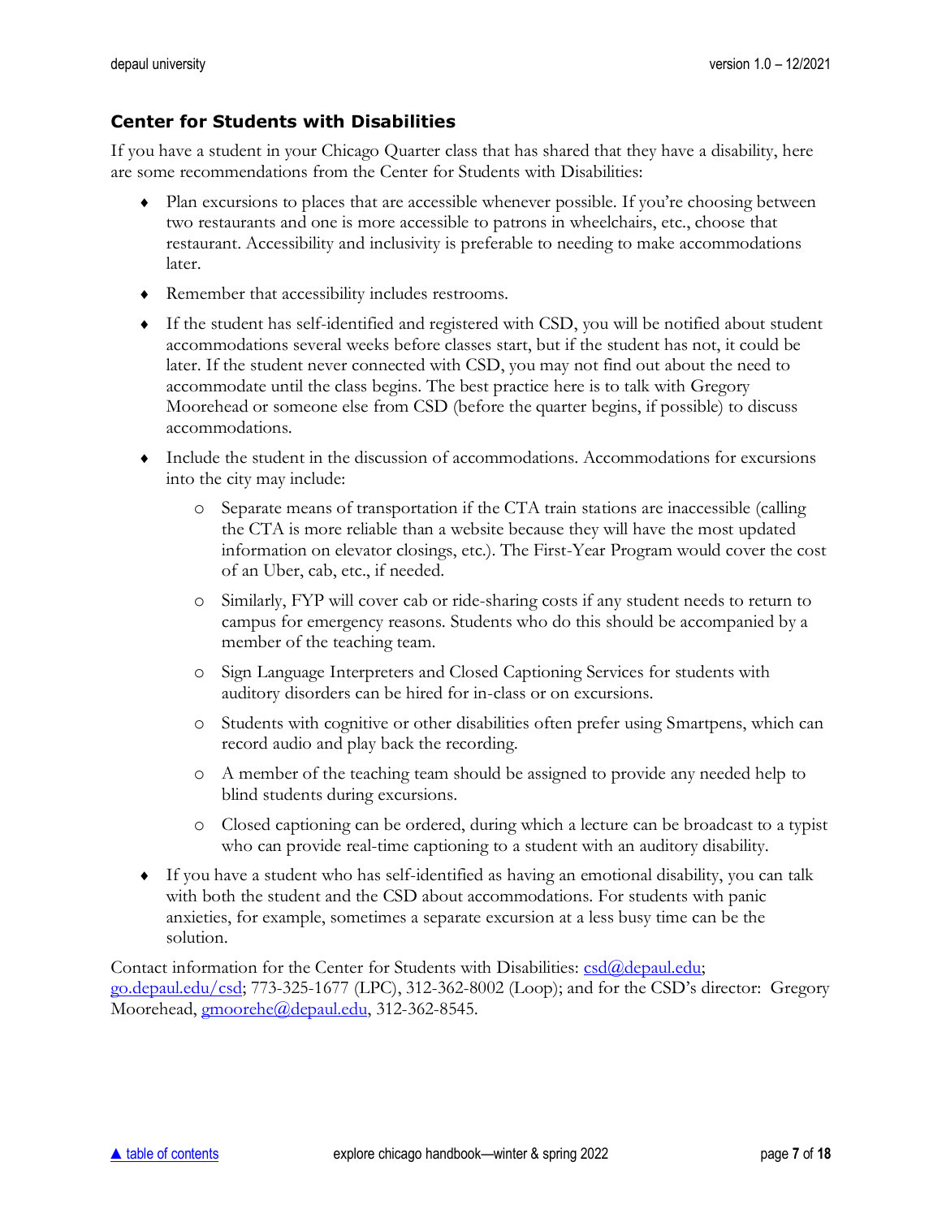## Center for Students with Disabilities

If you have a student in your Chicago Quarter class that has shared that they have a disability, here are some recommendations from the Center for Students with Disabilities:

- Plan excursions to places that are accessible whenever possible. If you're choosing between two restaurants and one is more accessible to patrons in wheelchairs, etc., choose that restaurant. Accessibility and inclusivity is preferable to needing to make accommodations later.
- Remember that accessibility includes restrooms.
- If the student has self-identified and registered with CSD, you will be notified about student accommodations several weeks before classes start, but if the student has not, it could be later. If the student never connected with CSD, you may not find out about the need to accommodate until the class begins. The best practice here is to talk with Gregory Moorehead or someone else from CSD (before the quarter begins, if possible) to discuss accommodations.
- Include the student in the discussion of accommodations. Accommodations for excursions into the city may include:
  - Separate means of transportation if the CTA train stations are inaccessible (calling the CTA is more reliable than a website because they will have the most updated information on elevator closings, etc.). The First-Year Program would cover the cost of an Uber, cab, etc., if needed.
  - Similarly, FYP will cover cab or ride-sharing costs if any student needs to return to campus for emergency reasons. Students who do this should be accompanied by a member of the teaching team.
  - Sign Language Interpreters and Closed Captioning Services for students with auditory disorders can be hired for in-class or on excursions.
  - Students with cognitive or other disabilities often prefer using Smartpens, which can record audio and play back the recording.
  - A member of the teaching team should be assigned to provide any needed help to blind students during excursions.
  - Closed captioning can be ordered, during which a lecture can be broadcast to a typist who can provide real-time captioning to a student with an auditory disability.
- If you have a student who has self-identified as having an emotional disability, you can talk with both the student and the CSD about accommodations. For students with panic anxieties, for example, sometimes a separate excursion at a less busy time can be the solution.

Contact information for the Center for Students with Disabilities: [csd@depaul.edu](mailto:csd@depaul.edu); [go.depaul.edu/csd](http://go.depaul.edu/csd); 773-325-1677 (LPC), 312-362-8002 (Loop); and for the CSD's director: Gregory Moorehead, [gmoorehe@depaul.edu](mailto:gmoorehe@depaul.edu), 312-362-8545.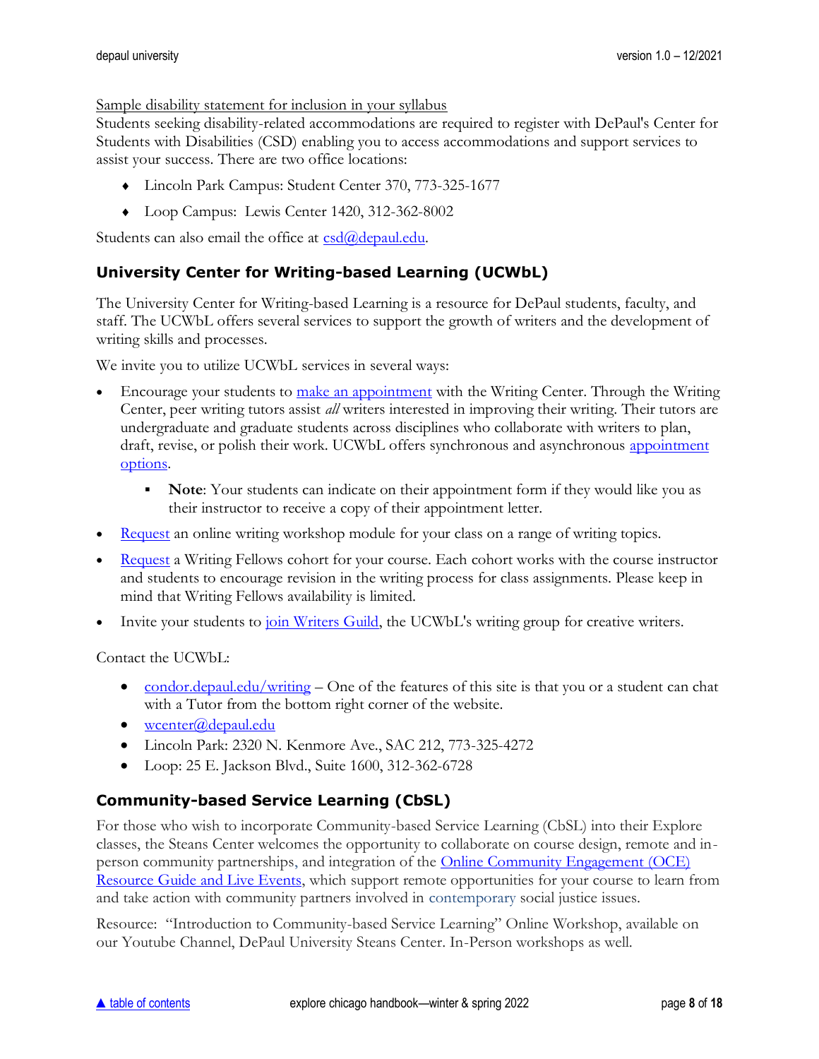Sample disability statement for inclusion in your syllabus

Students seeking disability-related accommodations are required to register with DePaul's Center for Students with Disabilities (CSD) enabling you to access accommodations and support services to assist your success. There are two office locations:

- Lincoln Park Campus: Student Center 370, 773-325-1677
- Loop Campus: Lewis Center 1420, 312-362-8002

Students can also email the office at csd@depaul.edu.

## University Center for Writing-based Learning (UCWbL)

The University Center for Writing-based Learning is a resource for DePaul students, faculty, and staff. The UCWbL offers several services to support the growth of writers and the development of writing skills and processes.

We invite you to utilize UCWbL services in several ways:

- Encourage your students to make an appointment with the Writing Center. Through the Writing Center, peer writing tutors assist *all* writers interested in improving their writing. Their tutors are undergraduate and graduate students across disciplines who collaborate with writers to plan, draft, revise, or polish their work. UCWbL offers synchronous and asynchronous appointment options.
    - **Note**: Your students can indicate on their appointment form if they would like you as their instructor to receive a copy of their appointment letter.
- Request an online writing workshop module for your class on a range of writing topics.
- Request a Writing Fellows cohort for your course. Each cohort works with the course instructor and students to encourage revision in the writing process for class assignments. Please keep in mind that Writing Fellows availability is limited.
- Invite your students to join Writers Guild, the UCWbL's writing group for creative writers.

Contact the UCWbL:

- condor.depaul.edu/writing – One of the features of this site is that you or a student can chat with a Tutor from the bottom right corner of the website.
- wcenter@depaul.edu
- Lincoln Park: 2320 N. Kenmore Ave., SAC 212, 773-325-4272
- Loop: 25 E. Jackson Blvd., Suite 1600, 312-362-6728

## Community-based Service Learning (CbSL)

For those who wish to incorporate Community-based Service Learning (CbSL) into their Explore classes, the Steans Center welcomes the opportunity to collaborate on course design, remote and in-person community partnerships, and integration of the Online Community Engagement (OCE) Resource Guide and Live Events, which support remote opportunities for your course to learn from and take action with community partners involved in contemporary social justice issues.

Resource: "Introduction to Community-based Service Learning" Online Workshop, available on our Youtube Channel, DePaul University Steans Center. In-Person workshops as well.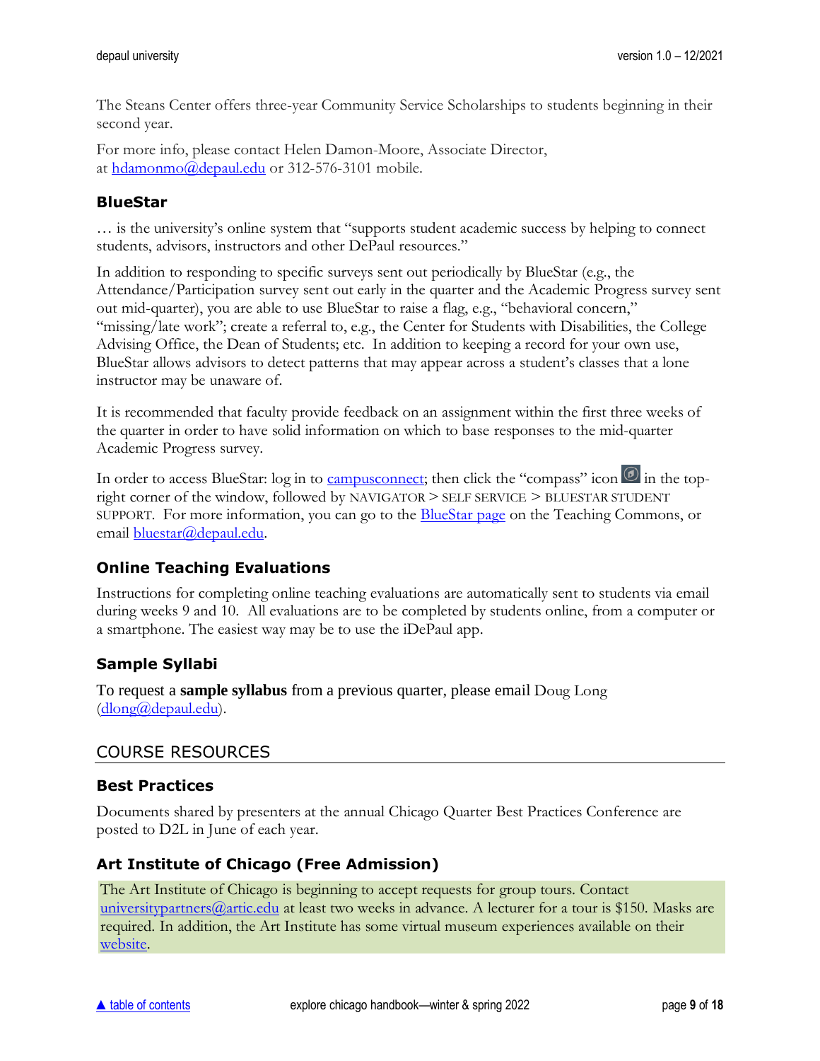The Steans Center offers three-year Community Service Scholarships to students beginning in their second year.

For more info, please contact Helen Damon-Moore, Associate Director, at [hdamonmo@depaul.edu](mailto:hdamonmo@depaul.edu) or 312-576-3101 mobile.

### BlueStar

… is the university's online system that "supports student academic success by helping to connect students, advisors, instructors and other DePaul resources."

In addition to responding to specific surveys sent out periodically by BlueStar (e.g., the Attendance/Participation survey sent out early in the quarter and the Academic Progress survey sent out mid-quarter), you are able to use BlueStar to raise a flag, e.g., "behavioral concern," "missing/late work"; create a referral to, e.g., the Center for Students with Disabilities, the College Advising Office, the Dean of Students; etc. In addition to keeping a record for your own use, BlueStar allows advisors to detect patterns that may appear across a student's classes that a lone instructor may be unaware of.

It is recommended that faculty provide feedback on an assignment within the first three weeks of the quarter in order to have solid information on which to base responses to the mid-quarter Academic Progress survey.

In order to access BlueStar: log in to campusconnect; then click the "compass" icon in the top-right corner of the window, followed by NAVIGATOR > SELF SERVICE > BLUESTAR STUDENT SUPPORT. For more information, you can go to the BlueStar page on the Teaching Commons, or email [bluestar@depaul.edu](mailto:bluestar@depaul.edu).

### Online Teaching Evaluations

Instructions for completing online teaching evaluations are automatically sent to students via email during weeks 9 and 10. All evaluations are to be completed by students online, from a computer or a smartphone. The easiest way may be to use the iDePaul app.

### Sample Syllabi

To request a **sample syllabus** from a previous quarter, please email Doug Long ([dlong@depaul.edu](mailto:dlong@depaul.edu)).

## COURSE RESOURCES

### Best Practices

Documents shared by presenters at the annual Chicago Quarter Best Practices Conference are posted to D2L in June of each year.

### Art Institute of Chicago (Free Admission)

The Art Institute of Chicago is beginning to accept requests for group tours. Contact [universitypartners@artic.edu](mailto:universitypartners@artic.edu) at least two weeks in advance. A lecturer for a tour is $150. Masks are required. In addition, the Art Institute has some virtual museum experiences available on their website.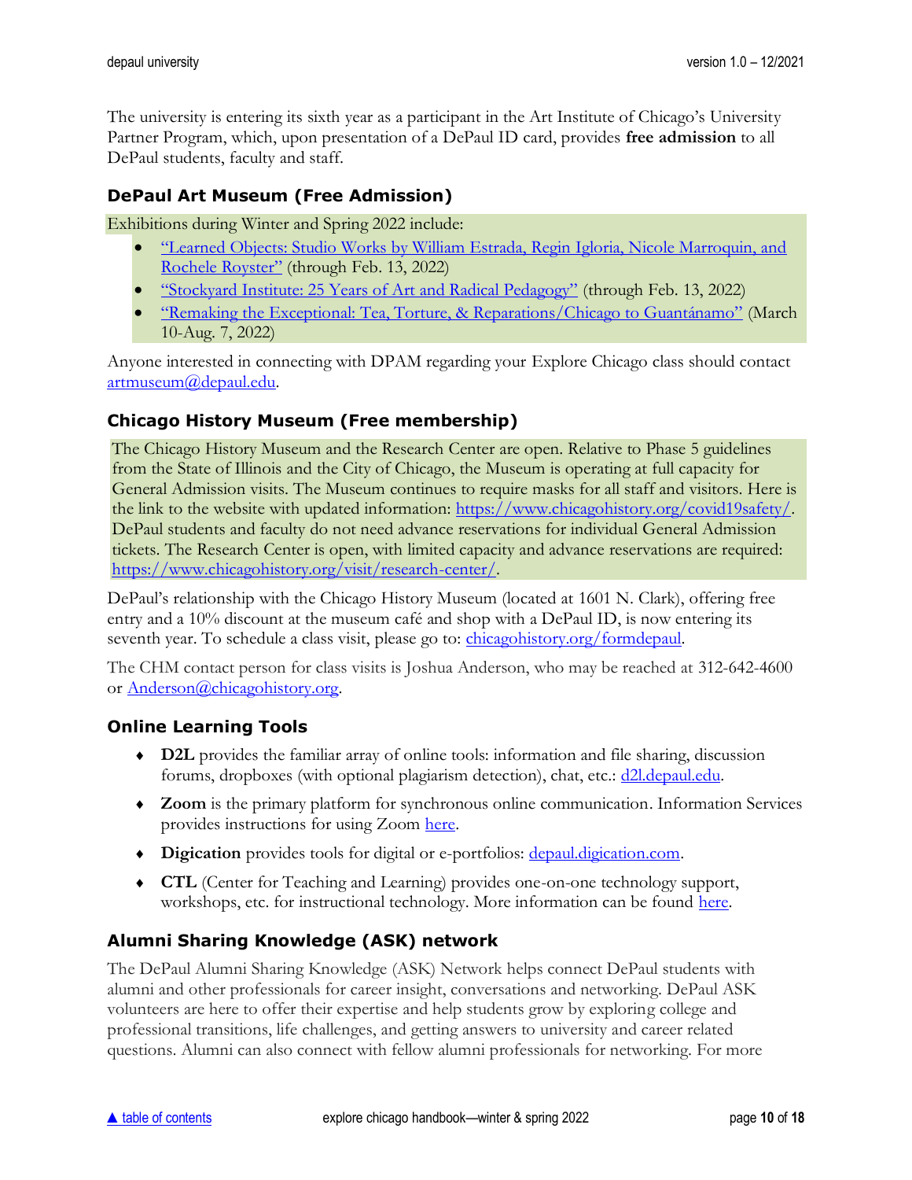The university is entering its sixth year as a participant in the Art Institute of Chicago's University Partner Program, which, upon presentation of a DePaul ID card, provides **free admission** to all DePaul students, faculty and staff.

### DePaul Art Museum (Free Admission)

Exhibitions during Winter and Spring 2022 include:

- "Learned Objects: Studio Works by William Estrada, Regin Igloria, Nicole Marroquin, and Rochele Royster" (through Feb. 13, 2022)
- "Stockyard Institute: 25 Years of Art and Radical Pedagogy" (through Feb. 13, 2022)
- "Remaking the Exceptional: Tea, Torture, & Reparations/Chicago to Guantánamo" (March 10-Aug. 7, 2022)

Anyone interested in connecting with DPAM regarding your Explore Chicago class should contact artmuseum@depaul.edu.

### Chicago History Museum (Free membership)

The Chicago History Museum and the Research Center are open. Relative to Phase 5 guidelines from the State of Illinois and the City of Chicago, the Museum is operating at full capacity for General Admission visits. The Museum continues to require masks for all staff and visitors. Here is the link to the website with updated information: https://www.chicagohistory.org/covid19safety/. DePaul students and faculty do not need advance reservations for individual General Admission tickets. The Research Center is open, with limited capacity and advance reservations are required: https://www.chicagohistory.org/visit/research-center/.

DePaul's relationship with the Chicago History Museum (located at 1601 N. Clark), offering free entry and a 10% discount at the museum café and shop with a DePaul ID, is now entering its seventh year. To schedule a class visit, please go to: chicagohistory.org/formdepaul.

The CHM contact person for class visits is Joshua Anderson, who may be reached at 312-642-4600 or Anderson@chicagohistory.org.

### Online Learning Tools

- **D2L** provides the familiar array of online tools: information and file sharing, discussion forums, dropboxes (with optional plagiarism detection), chat, etc.: d2l.depaul.edu.
- **Zoom** is the primary platform for synchronous online communication. Information Services provides instructions for using Zoom here.
- **Digication** provides tools for digital or e-portfolios: depaul.digication.com.
- **CTL** (Center for Teaching and Learning) provides one-on-one technology support, workshops, etc. for instructional technology. More information can be found here.

### Alumni Sharing Knowledge (ASK) network

The DePaul Alumni Sharing Knowledge (ASK) Network helps connect DePaul students with alumni and other professionals for career insight, conversations and networking. DePaul ASK volunteers are here to offer their expertise and help students grow by exploring college and professional transitions, life challenges, and getting answers to university and career related questions. Alumni can also connect with fellow alumni professionals for networking. For more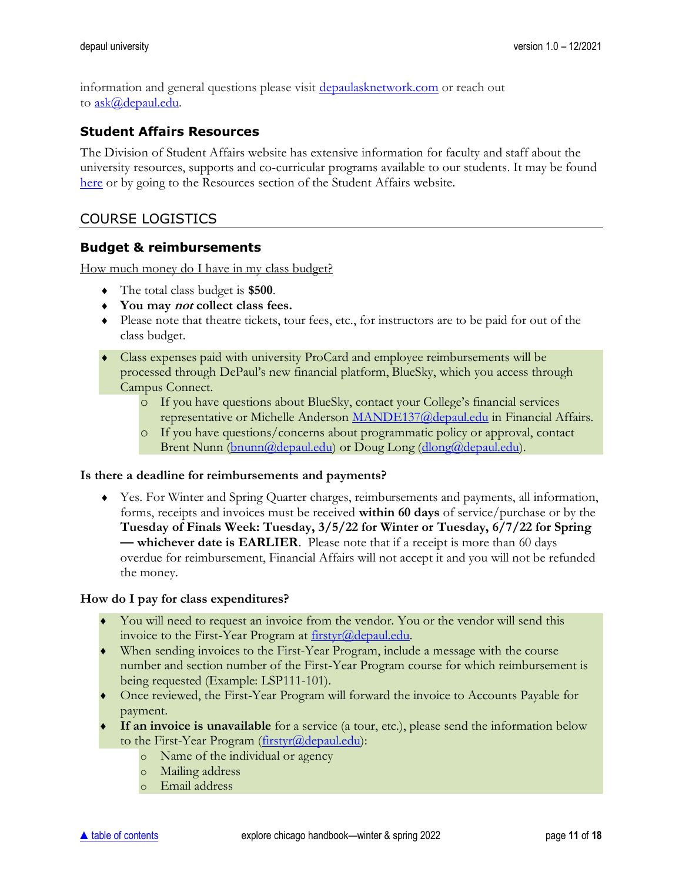information and general questions please visit [depaulasknetwork.com](depaulasknetwork.com) or reach out to [ask@depaul.edu](mailto:ask@depaul.edu).

### Student Affairs Resources

The Division of Student Affairs website has extensive information for faculty and staff about the university resources, supports and co-curricular programs available to our students. It may be found here or by going to the Resources section of the Student Affairs website.

## COURSE LOGISTICS

### Budget & reimbursements

How much money do I have in my class budget?

- The total class budget is **$500**.
- **You may *not* collect class fees.**
- Please note that theatre tickets, tour fees, etc., for instructors are to be paid for out of the class budget.
- Class expenses paid with university ProCard and employee reimbursements will be processed through DePaul's new financial platform, BlueSky, which you access through Campus Connect.
    - If you have questions about BlueSky, contact your College's financial services representative or Michelle Anderson [MANDE137@depaul.edu](mailto:MANDE137@depaul.edu) in Financial Affairs.
    - If you have questions/concerns about programmatic policy or approval, contact Brent Nunn ([bnunn@depaul.edu](mailto:bnunn@depaul.edu)) or Doug Long ([dlong@depaul.edu](mailto:dlong@depaul.edu)).

**Is there a deadline for reimbursements and payments?**

- Yes. For Winter and Spring Quarter charges, reimbursements and payments, all information, forms, receipts and invoices must be received **within 60 days** of service/purchase or by the **Tuesday of Finals Week: Tuesday, 3/5/22 for Winter or Tuesday, 6/7/22 for Spring — whichever date is EARLIER**. Please note that if a receipt is more than 60 days overdue for reimbursement, Financial Affairs will not accept it and you will not be refunded the money.

**How do I pay for class expenditures?**

- You will need to request an invoice from the vendor. You or the vendor will send this invoice to the First-Year Program at [firstyr@depaul.edu](mailto:firstyr@depaul.edu).
- When sending invoices to the First-Year Program, include a message with the course number and section number of the First-Year Program course for which reimbursement is being requested (Example: LSP111-101).
- Once reviewed, the First-Year Program will forward the invoice to Accounts Payable for payment.
- **If an invoice is unavailable** for a service (a tour, etc.), please send the information below to the First-Year Program ([firstyr@depaul.edu](mailto:firstyr@depaul.edu)):
    - Name of the individual or agency
    - Mailing address
    - Email address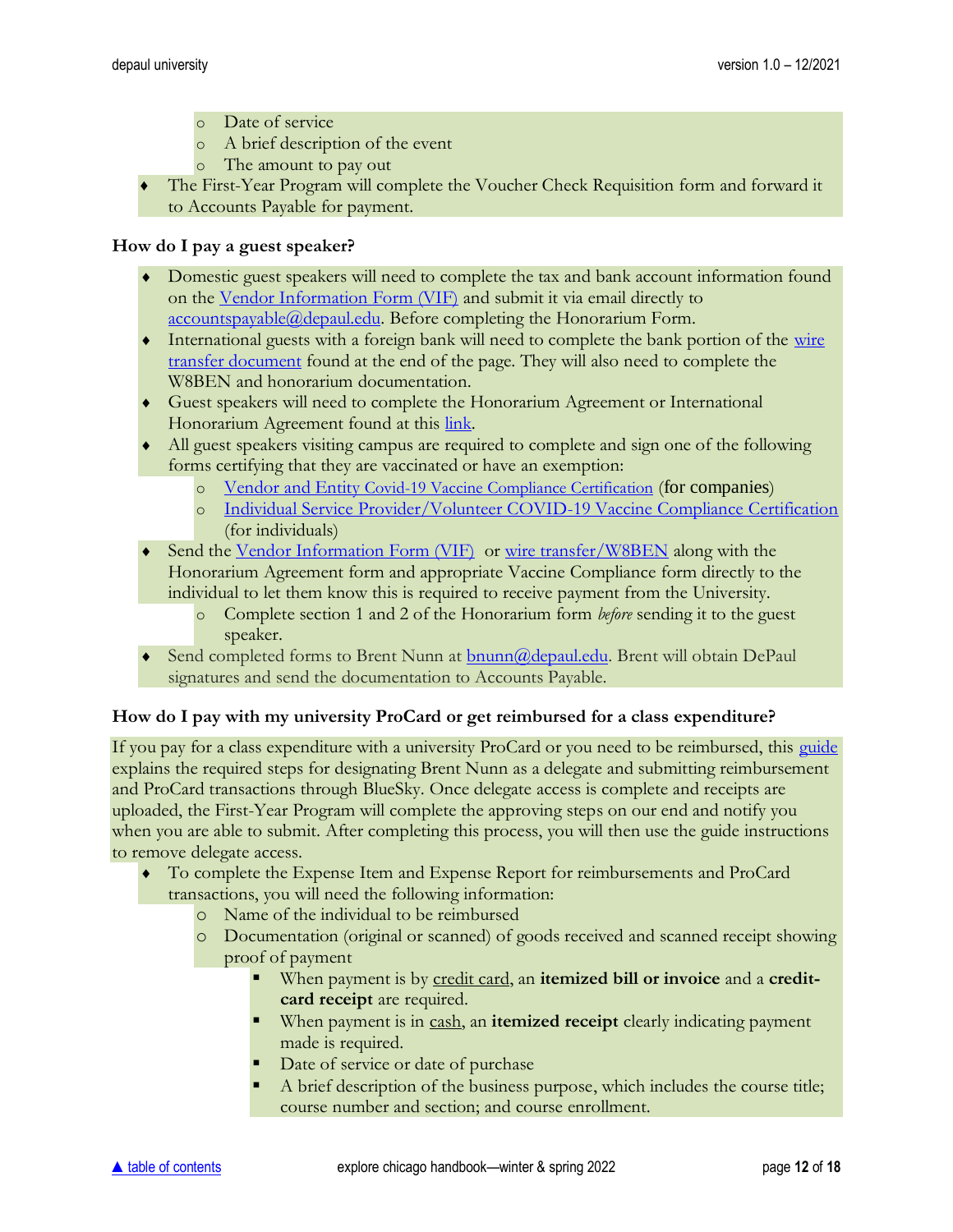- Date of service
  - A brief description of the event
  - The amount to pay out
- The First-Year Program will complete the Voucher Check Requisition form and forward it to Accounts Payable for payment.

**How do I pay a guest speaker?**

- Domestic guest speakers will need to complete the tax and bank account information found on the [Vendor Information Form (VIF)]() and submit it via email directly to [accountspayable@depaul.edu](). Before completing the Honorarium Form.
- International guests with a foreign bank will need to complete the bank portion of the [wire transfer document]() found at the end of the page. They will also need to complete the W8BEN and honorarium documentation.
- Guest speakers will need to complete the Honorarium Agreement or International Honorarium Agreement found at this [link]().
- All guest speakers visiting campus are required to complete and sign one of the following forms certifying that they are vaccinated or have an exemption:
  - [Vendor and Entity Covid-19 Vaccine Compliance Certification]() (for companies)
  - [Individual Service Provider/Volunteer COVID-19 Vaccine Compliance Certification]() (for individuals)
- Send the [Vendor Information Form (VIF)]() or [wire transfer/W8BEN]() along with the Honorarium Agreement form and appropriate Vaccine Compliance form directly to the individual to let them know this is required to receive payment from the University.
  - Complete section 1 and 2 of the Honorarium form *before* sending it to the guest speaker.
- Send completed forms to Brent Nunn at [bnunn@depaul.edu](). Brent will obtain DePaul signatures and send the documentation to Accounts Payable.

**How do I pay with my university ProCard or get reimbursed for a class expenditure?**

If you pay for a class expenditure with a university ProCard or you need to be reimbursed, this [guide]() explains the required steps for designating Brent Nunn as a delegate and submitting reimbursement and ProCard transactions through BlueSky. Once delegate access is complete and receipts are uploaded, the First-Year Program will complete the approving steps on our end and notify you when you are able to submit. After completing this process, you will then use the guide instructions to remove delegate access.

- To complete the Expense Item and Expense Report for reimbursements and ProCard transactions, you will need the following information:
  - Name of the individual to be reimbursed
  - Documentation (original or scanned) of goods received and scanned receipt showing proof of payment
    - When payment is by <u>credit card</u>, an **itemized bill or invoice** and a **credit-card receipt** are required.
    - When payment is in <u>cash</u>, an **itemized receipt** clearly indicating payment made is required.
    - Date of service or date of purchase
    - A brief description of the business purpose, which includes the course title; course number and section; and course enrollment.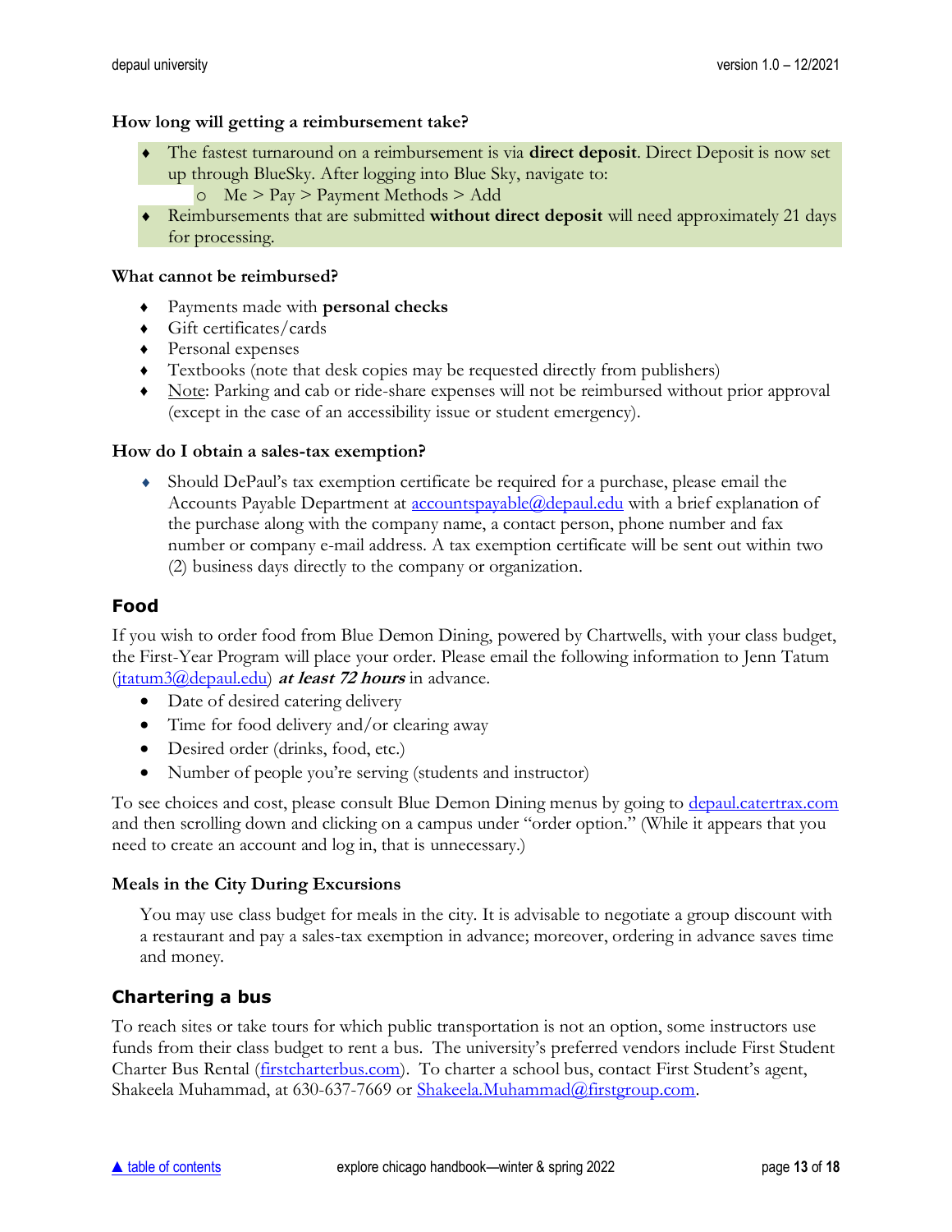### How long will getting a reimbursement take?

- The fastest turnaround on a reimbursement is via **direct deposit**. Direct Deposit is now set up through BlueSky. After logging into Blue Sky, navigate to:
  - Me > Pay > Payment Methods > Add
- Reimbursements that are submitted **without direct deposit** will need approximately 21 days for processing.

### What cannot be reimbursed?

- Payments made with **personal checks**
- Gift certificates/cards
- Personal expenses
- Textbooks (note that desk copies may be requested directly from publishers)
- Note: Parking and cab or ride-share expenses will not be reimbursed without prior approval (except in the case of an accessibility issue or student emergency).

### How do I obtain a sales-tax exemption?

- Should DePaul's tax exemption certificate be required for a purchase, please email the Accounts Payable Department at accountspayable@depaul.edu with a brief explanation of the purchase along with the company name, a contact person, phone number and fax number or company e-mail address. A tax exemption certificate will be sent out within two (2) business days directly to the company or organization.

## Food

If you wish to order food from Blue Demon Dining, powered by Chartwells, with your class budget, the First-Year Program will place your order. Please email the following information to Jenn Tatum (jtatum3@depaul.edu) ***at least 72 hours*** in advance.

- Date of desired catering delivery
- Time for food delivery and/or clearing away
- Desired order (drinks, food, etc.)
- Number of people you're serving (students and instructor)

To see choices and cost, please consult Blue Demon Dining menus by going to depaul.catertrax.com and then scrolling down and clicking on a campus under "order option." (While it appears that you need to create an account and log in, that is unnecessary.)

### Meals in the City During Excursions

You may use class budget for meals in the city. It is advisable to negotiate a group discount with a restaurant and pay a sales-tax exemption in advance; moreover, ordering in advance saves time and money.

## Chartering a bus

To reach sites or take tours for which public transportation is not an option, some instructors use funds from their class budget to rent a bus. The university's preferred vendors include First Student Charter Bus Rental (firstcharterbus.com). To charter a school bus, contact First Student's agent, Shakeela Muhammad, at 630-637-7669 or Shakeela.Muhammad@firstgroup.com.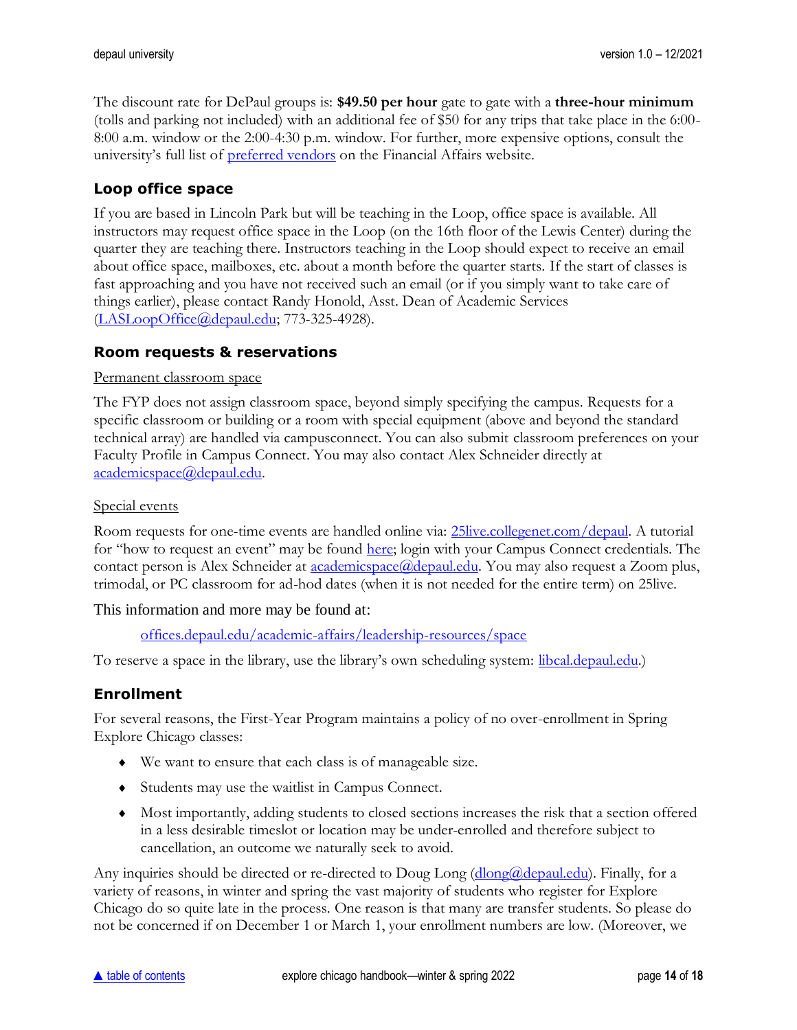The discount rate for DePaul groups is: **$49.50 per hour** gate to gate with a **three-hour minimum** (tolls and parking not included) with an additional fee of $50 for any trips that take place in the 6:00-8:00 a.m. window or the 2:00-4:30 p.m. window. For further, more expensive options, consult the university's full list of preferred vendors on the Financial Affairs website.

## Loop office space

If you are based in Lincoln Park but will be teaching in the Loop, office space is available. All instructors may request office space in the Loop (on the 16th floor of the Lewis Center) during the quarter they are teaching there. Instructors teaching in the Loop should expect to receive an email about office space, mailboxes, etc. about a month before the quarter starts. If the start of classes is fast approaching and you have not received such an email (or if you simply want to take care of things earlier), please contact Randy Honold, Asst. Dean of Academic Services (LASLoopOffice@depaul.edu; 773-325-4928).

## Room requests & reservations

Permanent classroom space

The FYP does not assign classroom space, beyond simply specifying the campus. Requests for a specific classroom or building or a room with special equipment (above and beyond the standard technical array) are handled via campusconnect. You can also submit classroom preferences on your Faculty Profile in Campus Connect. You may also contact Alex Schneider directly at academicspace@depaul.edu.

Special events

Room requests for one-time events are handled online via: 25live.collegenet.com/depaul. A tutorial for "how to request an event" may be found here; login with your Campus Connect credentials. The contact person is Alex Schneider at academicspace@depaul.edu. You may also request a Zoom plus, trimodal, or PC classroom for ad-hod dates (when it is not needed for the entire term) on 25live.

This information and more may be found at:

offices.depaul.edu/academic-affairs/leadership-resources/space

To reserve a space in the library, use the library's own scheduling system: libcal.depaul.edu.)

## Enrollment

For several reasons, the First-Year Program maintains a policy of no over-enrollment in Spring Explore Chicago classes:

- We want to ensure that each class is of manageable size.
- Students may use the waitlist in Campus Connect.
- Most importantly, adding students to closed sections increases the risk that a section offered in a less desirable timeslot or location may be under-enrolled and therefore subject to cancellation, an outcome we naturally seek to avoid.

Any inquiries should be directed or re-directed to Doug Long (dlong@depaul.edu). Finally, for a variety of reasons, in winter and spring the vast majority of students who register for Explore Chicago do so quite late in the process. One reason is that many are transfer students. So please do not be concerned if on December 1 or March 1, your enrollment numbers are low. (Moreover, we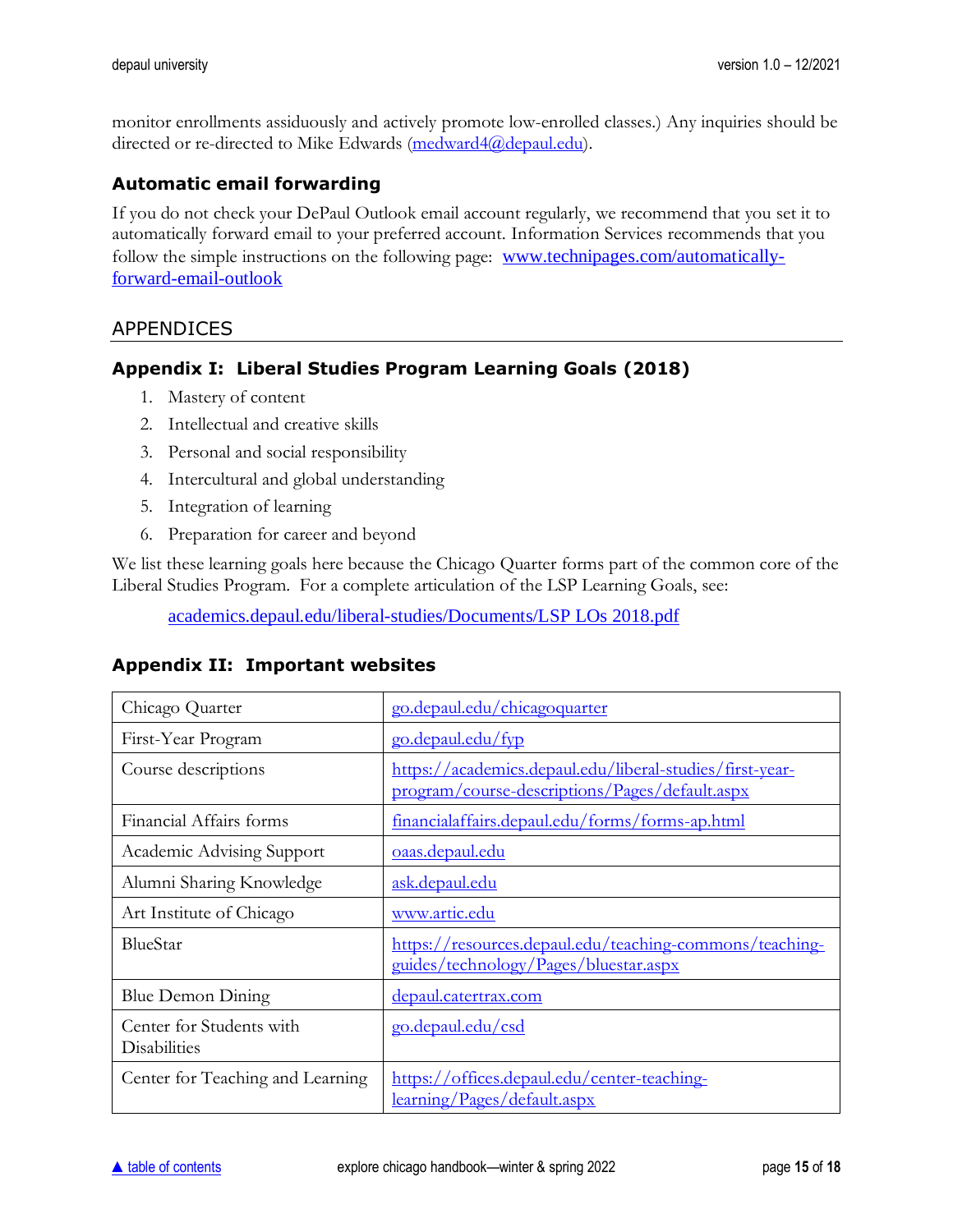monitor enrollments assiduously and actively promote low-enrolled classes.) Any inquiries should be directed or re-directed to Mike Edwards (medward4@depaul.edu).

### Automatic email forwarding

If you do not check your DePaul Outlook email account regularly, we recommend that you set it to automatically forward email to your preferred account. Information Services recommends that you follow the simple instructions on the following page: www.technipages.com/automatically-forward-email-outlook

## APPENDICES

### Appendix I: Liberal Studies Program Learning Goals (2018)

1. Mastery of content
2. Intellectual and creative skills
3. Personal and social responsibility
4. Intercultural and global understanding
5. Integration of learning
6. Preparation for career and beyond

We list these learning goals here because the Chicago Quarter forms part of the common core of the Liberal Studies Program. For a complete articulation of the LSP Learning Goals, see:

academics.depaul.edu/liberal-studies/Documents/LSP LOs 2018.pdf

### Appendix II: Important websites

| | |
|---|---|
| Chicago Quarter | go.depaul.edu/chicagoquarter |
| First-Year Program | go.depaul.edu/fyp |
| Course descriptions | https://academics.depaul.edu/liberal-studies/first-year-program/course-descriptions/Pages/default.aspx |
| Financial Affairs forms | financialaffairs.depaul.edu/forms/forms-ap.html |
| Academic Advising Support | oaas.depaul.edu |
| Alumni Sharing Knowledge | ask.depaul.edu |
| Art Institute of Chicago | www.artic.edu |
| BlueStar | https://resources.depaul.edu/teaching-commons/teaching-guides/technology/Pages/bluestar.aspx |
| Blue Demon Dining | depaul.catertrax.com |
| Center for Students with Disabilities | go.depaul.edu/csd |
| Center for Teaching and Learning | https://offices.depaul.edu/center-teaching-learning/Pages/default.aspx |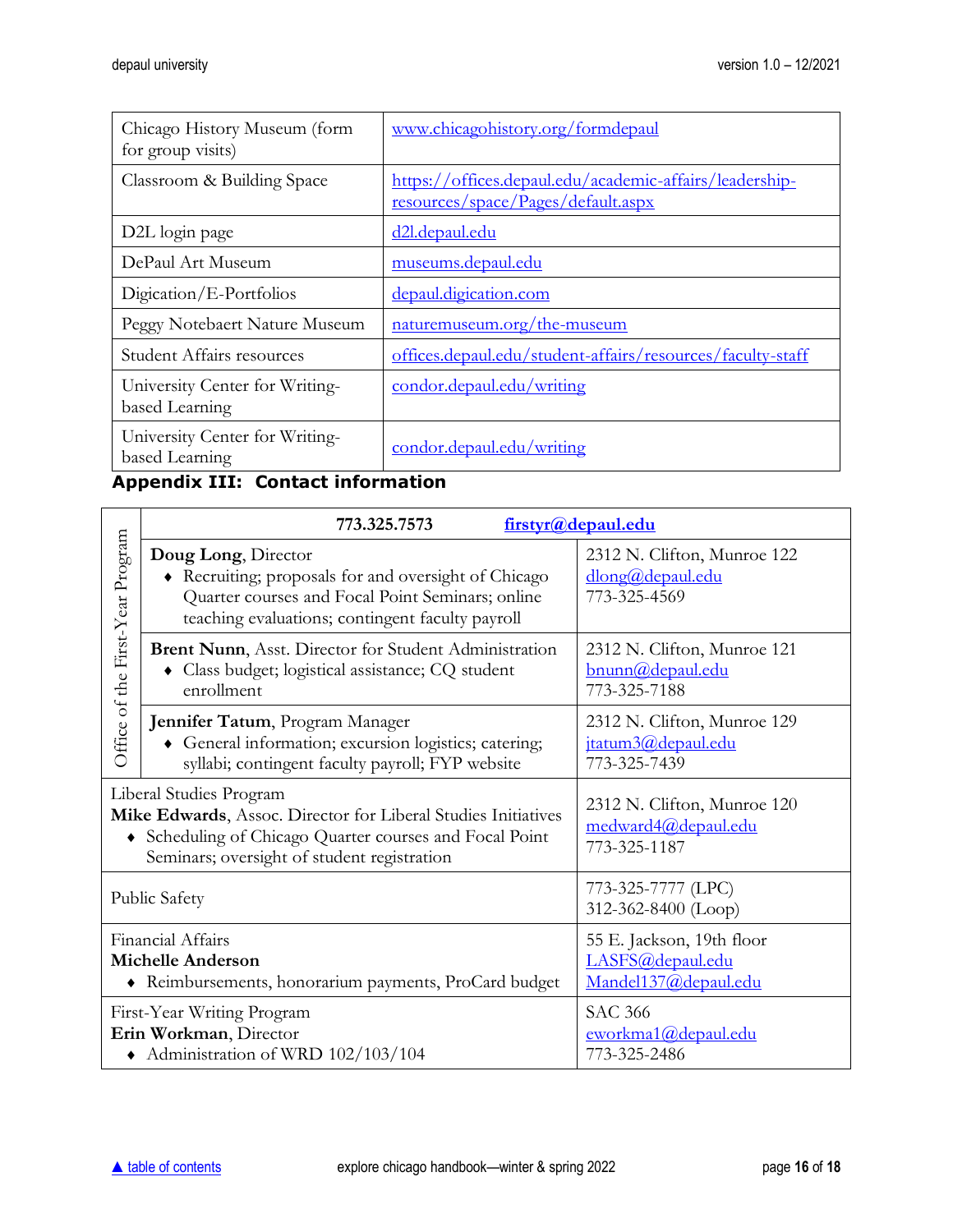| | |
|---|---|
| Chicago History Museum (form for group visits) | www.chicagohistory.org/formdepaul |
| Classroom & Building Space | https://offices.depaul.edu/academic-affairs/leadership-resources/space/Pages/default.aspx |
| D2L login page | d2l.depaul.edu |
| DePaul Art Museum | museums.depaul.edu |
| Digication/E-Portfolios | depaul.digication.com |
| Peggy Notebaert Nature Museum | naturemuseum.org/the-museum |
| Student Affairs resources | offices.depaul.edu/student-affairs/resources/faculty-staff |
| University Center for Writing-based Learning | condor.depaul.edu/writing |
| University Center for Writing-based Learning | condor.depaul.edu/writing |

## Appendix III: Contact information

| | | |
|---|---|---|
| Office of the First-Year Program | 773.325.7573 | **firstyr@depaul.edu** |
| | **Doug Long**, Director<br>♦ Recruiting; proposals for and oversight of Chicago Quarter courses and Focal Point Seminars; online teaching evaluations; contingent faculty payroll | 2312 N. Clifton, Munroe 122<br>dlong@depaul.edu<br>773-325-4569 |
| | **Brent Nunn**, Asst. Director for Student Administration<br>♦ Class budget; logistical assistance; CQ student enrollment | 2312 N. Clifton, Munroe 121<br>bnunn@depaul.edu<br>773-325-7188 |
| | **Jennifer Tatum**, Program Manager<br>♦ General information; excursion logistics; catering; syllabi; contingent faculty payroll; FYP website | 2312 N. Clifton, Munroe 129<br>jtatum3@depaul.edu<br>773-325-7439 |
| Liberal Studies Program<br>**Mike Edwards**, Assoc. Director for Liberal Studies Initiatives<br>♦ Scheduling of Chicago Quarter courses and Focal Point Seminars; oversight of student registration | | 2312 N. Clifton, Munroe 120<br>medward4@depaul.edu<br>773-325-1187 |
| Public Safety | | 773-325-7777 (LPC)<br>312-362-8400 (Loop) |
| Financial Affairs<br>**Michelle Anderson**<br>♦ Reimbursements, honorarium payments, ProCard budget | | 55 E. Jackson, 19th floor<br>LASFS@depaul.edu<br>Mandel137@depaul.edu |
| First-Year Writing Program<br>**Erin Workman**, Director<br>♦ Administration of WRD 102/103/104 | | SAC 366<br>eworkma1@depaul.edu<br>773-325-2486 |

▲ table of contents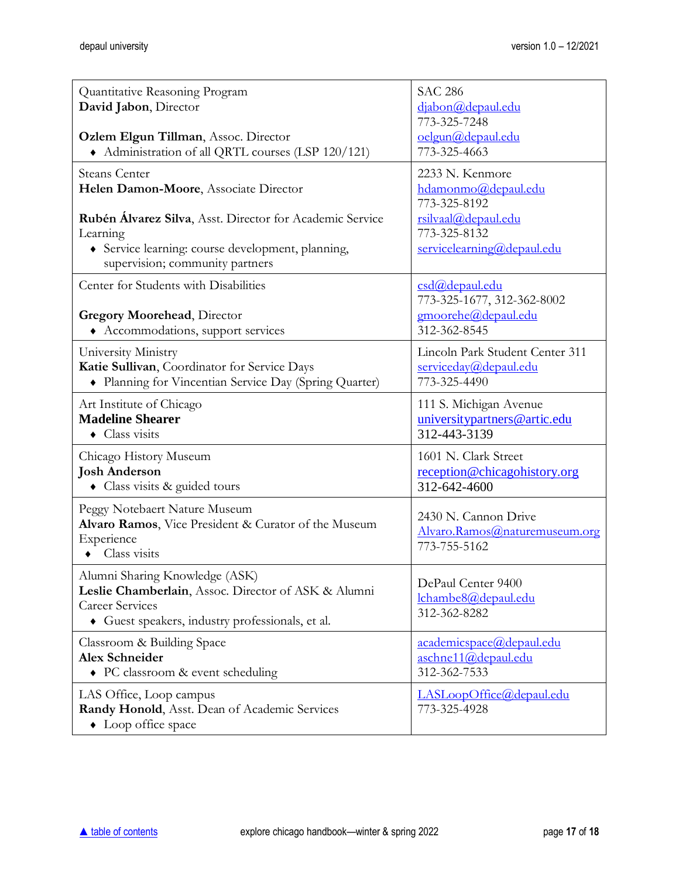| | |
|---|---|
| Quantitative Reasoning Program<br>**David Jabon**, Director<br><br>**Ozlem Elgun Tillman**, Assoc. Director<br>♦ Administration of all QRTL courses (LSP 120/121) | SAC 286<br>djabon@depaul.edu<br>773-325-7248<br>oelgun@depaul.edu<br>773-325-4663 |
| Steans Center<br>**Helen Damon-Moore**, Associate Director<br><br>**Rubén Álvarez Silva**, Asst. Director for Academic Service Learning<br>♦ Service learning: course development, planning, supervision; community partners | 2233 N. Kenmore<br>hdamonmo@depaul.edu<br>773-325-8192<br>rsilvaal@depaul.edu<br>773-325-8132<br>servicelearning@depaul.edu |
| Center for Students with Disabilities<br><br>**Gregory Moorehead**, Director<br>♦ Accommodations, support services | csd@depaul.edu<br>773-325-1677, 312-362-8002<br>gmoorehe@depaul.edu<br>312-362-8545 |
| University Ministry<br>**Katie Sullivan**, Coordinator for Service Days<br>♦ Planning for Vincentian Service Day (Spring Quarter) | Lincoln Park Student Center 311<br>serviceday@depaul.edu<br>773-325-4490 |
| Art Institute of Chicago<br>**Madeline Shearer**<br>♦ Class visits | 111 S. Michigan Avenue<br>universitypartners@artic.edu<br>312-443-3139 |
| Chicago History Museum<br>**Josh Anderson**<br>♦ Class visits & guided tours | 1601 N. Clark Street<br>reception@chicagohistory.org<br>312-642-4600 |
| Peggy Notebaert Nature Museum<br>**Alvaro Ramos**, Vice President & Curator of the Museum Experience<br>♦ Class visits | 2430 N. Cannon Drive<br>Alvaro.Ramos@naturemuseum.org<br>773-755-5162 |
| Alumni Sharing Knowledge (ASK)<br>**Leslie Chamberlain**, Assoc. Director of ASK & Alumni Career Services<br>♦ Guest speakers, industry professionals, et al. | DePaul Center 9400<br>lchambe8@depaul.edu<br>312-362-8282 |
| Classroom & Building Space<br>**Alex Schneider**<br>♦ PC classroom & event scheduling | academicspace@depaul.edu<br>aschne11@depaul.edu<br>312-362-7533 |
| LAS Office, Loop campus<br>**Randy Honold**, Asst. Dean of Academic Services<br>♦ Loop office space | LASLoopOffice@depaul.edu<br>773-325-4928 |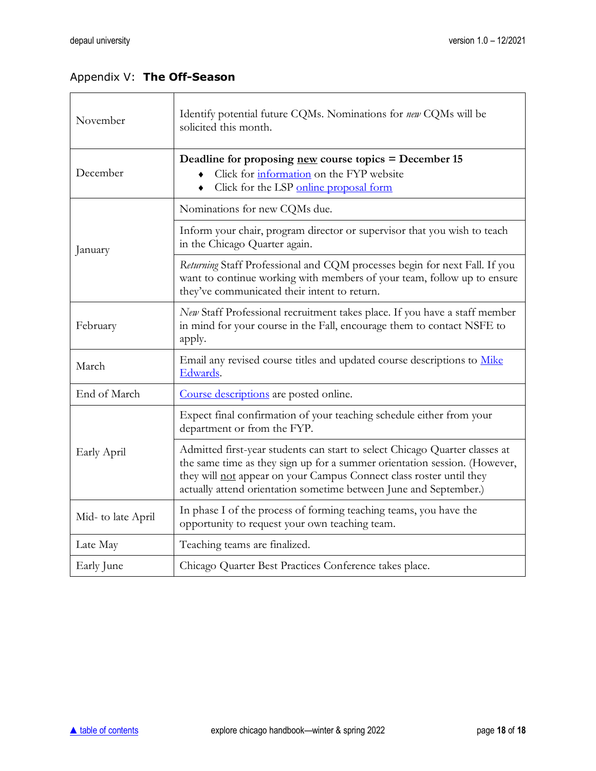## Appendix V: **The Off-Season**

| | |
|---|---|
| November | Identify potential future CQMs. Nominations for *new* CQMs will be solicited this month. |
| December | **Deadline for proposing new course topics = December 15**<br>♦ Click for information on the FYP website<br>♦ Click for the LSP online proposal form |
| January | Nominations for new CQMs due. |
| | Inform your chair, program director or supervisor that you wish to teach in the Chicago Quarter again. |
| | *Returning* Staff Professional and CQM processes begin for next Fall. If you want to continue working with members of your team, follow up to ensure they've communicated their intent to return. |
| February | *New* Staff Professional recruitment takes place. If you have a staff member in mind for your course in the Fall, encourage them to contact NSFE to apply. |
| March | Email any revised course titles and updated course descriptions to Mike Edwards. |
| End of March | Course descriptions are posted online. |
| Early April | Expect final confirmation of your teaching schedule either from your department or from the FYP. |
| | Admitted first-year students can start to select Chicago Quarter classes at the same time as they sign up for a summer orientation session. (However, they will not appear on your Campus Connect class roster until they actually attend orientation sometime between June and September.) |
| Mid- to late April | In phase I of the process of forming teaching teams, you have the opportunity to request your own teaching team. |
| Late May | Teaching teams are finalized. |
| Early June | Chicago Quarter Best Practices Conference takes place. |